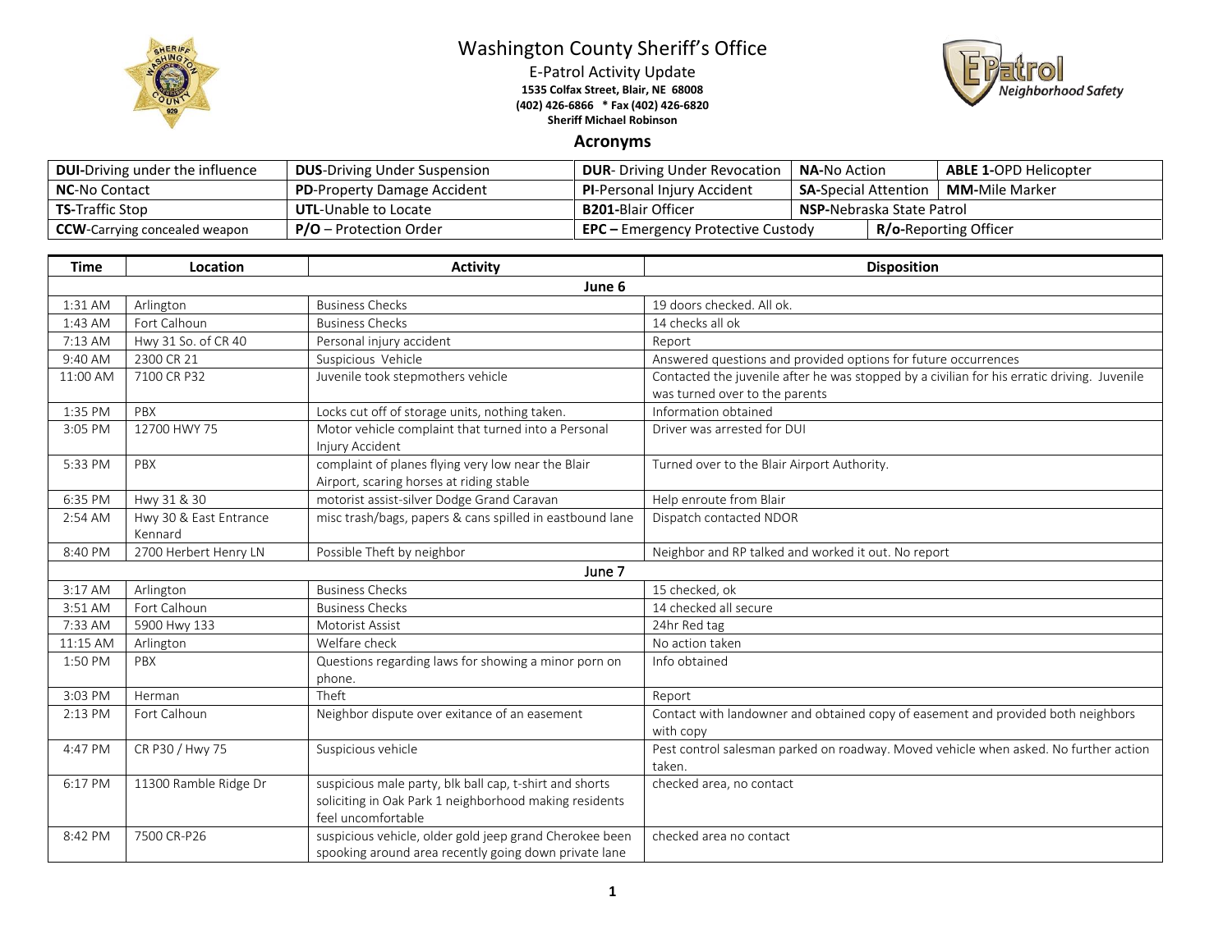# Washington County Sheriff's Office

E-Patrol Activity Update
**1535 Colfax Street, Blair, NE 68008**
**(402) 426-6866 * Fax (402) 426-6820**
**Sheriff Michael Robinson**

## Acronyms

| | | | | |
|---|---|---|---|---|
| **DUI**-Driving under the influence | **DUS**-Driving Under Suspension | **DUR**- Driving Under Revocation | **NA**-No Action | **ABLE 1**-OPD Helicopter |
| **NC**-No Contact | **PD**-Property Damage Accident | **PI**-Personal Injury Accident | **SA**-Special Attention | **MM**-Mile Marker |
| **TS**-Traffic Stop | **UTL**-Unable to Locate | **B201**-Blair Officer | **NSP**-Nebraska State Patrol | |
| **CCW**-Carrying concealed weapon | **P/O** – Protection Order | **EPC** – Emergency Protective Custody | **R/o**-Reporting Officer | |

| Time | Location | Activity | Disposition |
|---|---|---|---|
| | | **June 6** | |
| 1:31 AM | Arlington | Business Checks | 19 doors checked. All ok. |
| 1:43 AM | Fort Calhoun | Business Checks | 14 checks all ok |
| 7:13 AM | Hwy 31 So. of CR 40 | Personal injury accident | Report |
| 9:40 AM | 2300 CR 21 | Suspicious Vehicle | Answered questions and provided options for future occurrences |
| 11:00 AM | 7100 CR P32 | Juvenile took stepmothers vehicle | Contacted the juvenile after he was stopped by a civilian for his erratic driving. Juvenile was turned over to the parents |
| 1:35 PM | PBX | Locks cut off of storage units, nothing taken. | Information obtained |
| 3:05 PM | 12700 HWY 75 | Motor vehicle complaint that turned into a Personal Injury Accident | Driver was arrested for DUI |
| 5:33 PM | PBX | complaint of planes flying very low near the Blair Airport, scaring horses at riding stable | Turned over to the Blair Airport Authority. |
| 6:35 PM | Hwy 31 & 30 | motorist assist-silver Dodge Grand Caravan | Help enroute from Blair |
| 2:54 AM | Hwy 30 & East Entrance Kennard | misc trash/bags, papers & cans spilled in eastbound lane | Dispatch contacted NDOR |
| 8:40 PM | 2700 Herbert Henry LN | Possible Theft by neighbor | Neighbor and RP talked and worked it out. No report |
| | | **June 7** | |
| 3:17 AM | Arlington | Business Checks | 15 checked, ok |
| 3:51 AM | Fort Calhoun | Business Checks | 14 checked all secure |
| 7:33 AM | 5900 Hwy 133 | Motorist Assist | 24hr Red tag |
| 11:15 AM | Arlington | Welfare check | No action taken |
| 1:50 PM | PBX | Questions regarding laws for showing a minor porn on phone. | Info obtained |
| 3:03 PM | Herman | Theft | Report |
| 2:13 PM | Fort Calhoun | Neighbor dispute over exitance of an easement | Contact with landowner and obtained copy of easement and provided both neighbors with copy |
| 4:47 PM | CR P30 / Hwy 75 | Suspicious vehicle | Pest control salesman parked on roadway. Moved vehicle when asked. No further action taken. |
| 6:17 PM | 11300 Ramble Ridge Dr | suspicious male party, blk ball cap, t-shirt and shorts soliciting in Oak Park 1 neighborhood making residents feel uncomfortable | checked area, no contact |
| 8:42 PM | 7500 CR-P26 | suspicious vehicle, older gold jeep grand Cherokee been spooking around area recently going down private lane | checked area no contact |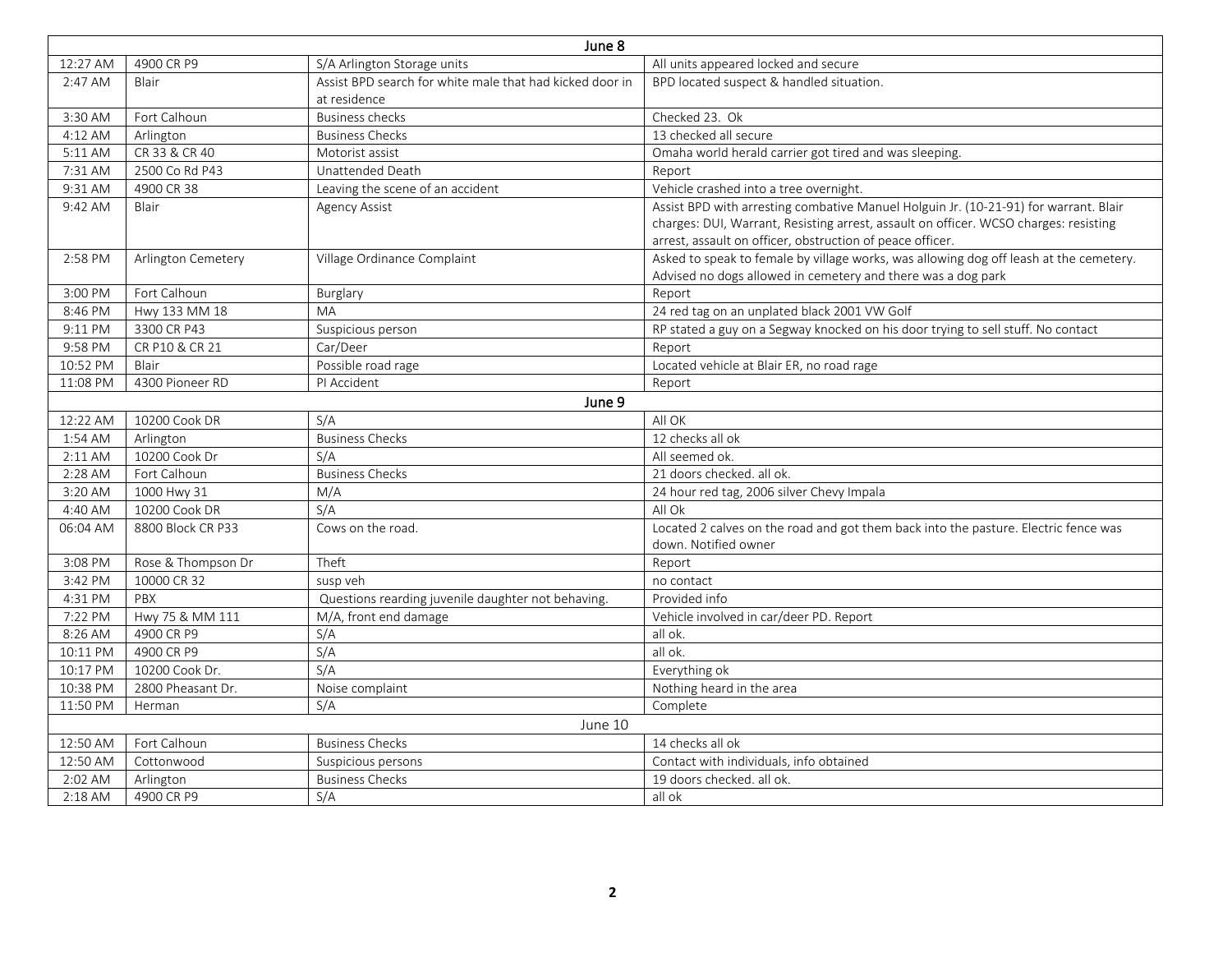| | | | |
|---|---|---|---|
| **June 8** | | | |
| 12:27 AM | 4900 CR P9 | S/A Arlington Storage units | All units appeared locked and secure |
| 2:47 AM | Blair | Assist BPD search for white male that had kicked door in at residence | BPD located suspect & handled situation. |
| 3:30 AM | Fort Calhoun | Business checks | Checked 23. Ok |
| 4:12 AM | Arlington | Business Checks | 13 checked all secure |
| 5:11 AM | CR 33 & CR 40 | Motorist assist | Omaha world herald carrier got tired and was sleeping. |
| 7:31 AM | 2500 Co Rd P43 | Unattended Death | Report |
| 9:31 AM | 4900 CR 38 | Leaving the scene of an accident | Vehicle crashed into a tree overnight. |
| 9:42 AM | Blair | Agency Assist | Assist BPD with arresting combative Manuel Holguin Jr. (10-21-91) for warrant. Blair charges: DUI, Warrant, Resisting arrest, assault on officer. WCSO charges: resisting arrest, assault on officer, obstruction of peace officer. |
| 2:58 PM | Arlington Cemetery | Village Ordinance Complaint | Asked to speak to female by village works, was allowing dog off leash at the cemetery. Advised no dogs allowed in cemetery and there was a dog park |
| 3:00 PM | Fort Calhoun | Burglary | Report |
| 8:46 PM | Hwy 133 MM 18 | MA | 24 red tag on an unplated black 2001 VW Golf |
| 9:11 PM | 3300 CR P43 | Suspicious person | RP stated a guy on a Segway knocked on his door trying to sell stuff. No contact |
| 9:58 PM | CR P10 & CR 21 | Car/Deer | Report |
| 10:52 PM | Blair | Possible road rage | Located vehicle at Blair ER, no road rage |
| 11:08 PM | 4300 Pioneer RD | PI Accident | Report |
| **June 9** | | | |
| 12:22 AM | 10200 Cook DR | S/A | All OK |
| 1:54 AM | Arlington | Business Checks | 12 checks all ok |
| 2:11 AM | 10200 Cook Dr | S/A | All seemed ok. |
| 2:28 AM | Fort Calhoun | Business Checks | 21 doors checked. all ok. |
| 3:20 AM | 1000 Hwy 31 | M/A | 24 hour red tag, 2006 silver Chevy Impala |
| 4:40 AM | 10200 Cook DR | S/A | All Ok |
| 06:04 AM | 8800 Block CR P33 | Cows on the road. | Located 2 calves on the road and got them back into the pasture. Electric fence was down. Notified owner |
| 3:08 PM | Rose & Thompson Dr | Theft | Report |
| 3:42 PM | 10000 CR 32 | susp veh | no contact |
| 4:31 PM | PBX | Questions rearding juvenile daughter not behaving. | Provided info |
| 7:22 PM | Hwy 75 & MM 111 | M/A, front end damage | Vehicle involved in car/deer PD. Report |
| 8:26 AM | 4900 CR P9 | S/A | all ok. |
| 10:11 PM | 4900 CR P9 | S/A | all ok. |
| 10:17 PM | 10200 Cook Dr. | S/A | Everything ok |
| 10:38 PM | 2800 Pheasant Dr. | Noise complaint | Nothing heard in the area |
| 11:50 PM | Herman | S/A | Complete |
| **June 10** | | | |
| 12:50 AM | Fort Calhoun | Business Checks | 14 checks all ok |
| 12:50 AM | Cottonwood | Suspicious persons | Contact with individuals, info obtained |
| 2:02 AM | Arlington | Business Checks | 19 doors checked. all ok. |
| 2:18 AM | 4900 CR P9 | S/A | all ok |